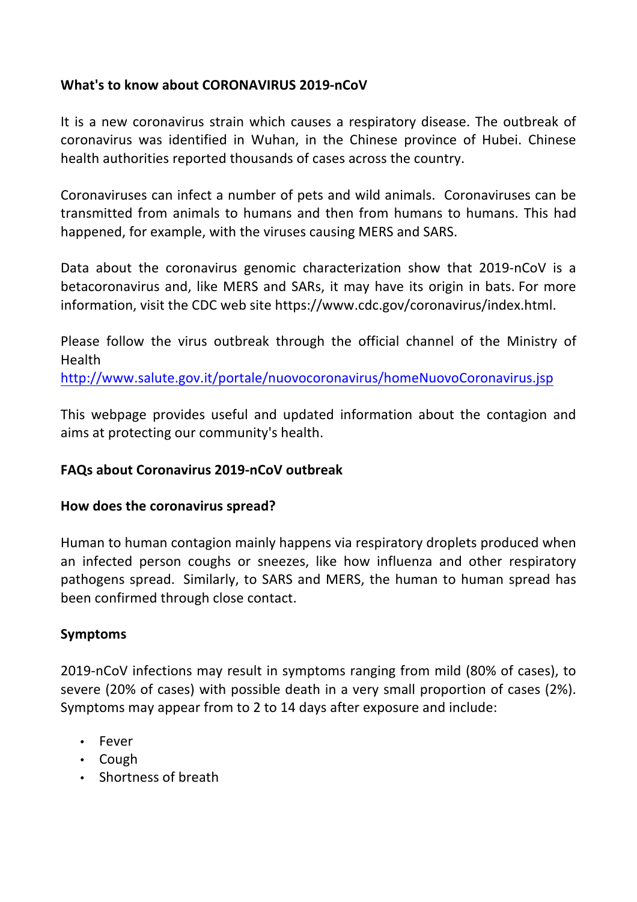**What's to know about CORONAVIRUS 2019-nCoV**

It is a new coronavirus strain which causes a respiratory disease. The outbreak of coronavirus was identified in Wuhan, in the Chinese province of Hubei. Chinese health authorities reported thousands of cases across the country.

Coronaviruses can infect a number of pets and wild animals. Coronaviruses can be transmitted from animals to humans and then from humans to humans. This had happened, for example, with the viruses causing MERS and SARS.

Data about the coronavirus genomic characterization show that 2019-nCoV is a betacoronavirus and, like MERS and SARs, it may have its origin in bats. For more information, visit the CDC web site https://www.cdc.gov/coronavirus/index.html.

Please follow the virus outbreak through the official channel of the Ministry of Health
http://www.salute.gov.it/portale/nuovocoronavirus/homeNuovoCoronavirus.jsp

This webpage provides useful and updated information about the contagion and aims at protecting our community's health.

**FAQs about Coronavirus 2019-nCoV outbreak**

**How does the coronavirus spread?**

Human to human contagion mainly happens via respiratory droplets produced when an infected person coughs or sneezes, like how influenza and other respiratory pathogens spread. Similarly, to SARS and MERS, the human to human spread has been confirmed through close contact.

**Symptoms**

2019-nCoV infections may result in symptoms ranging from mild (80% of cases), to severe (20% of cases) with possible death in a very small proportion of cases (2%). Symptoms may appear from to 2 to 14 days after exposure and include:

- Fever
- Cough
- Shortness of breath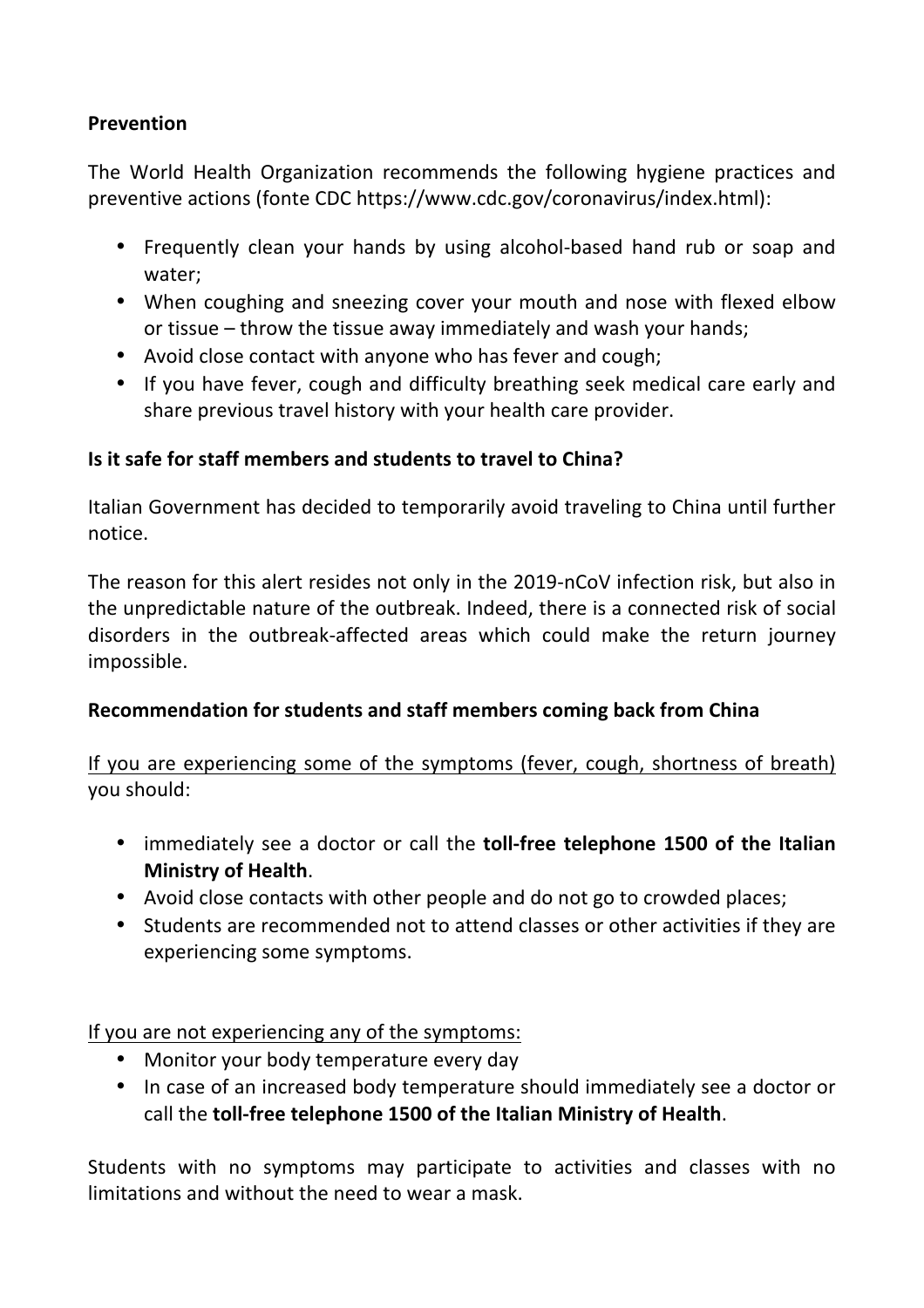**Prevention**

The World Health Organization recommends the following hygiene practices and preventive actions (fonte CDC https://www.cdc.gov/coronavirus/index.html):

- Frequently clean your hands by using alcohol-based hand rub or soap and water;
- When coughing and sneezing cover your mouth and nose with flexed elbow or tissue – throw the tissue away immediately and wash your hands;
- Avoid close contact with anyone who has fever and cough;
- If you have fever, cough and difficulty breathing seek medical care early and share previous travel history with your health care provider.

**Is it safe for staff members and students to travel to China?**

Italian Government has decided to temporarily avoid traveling to China until further notice.

The reason for this alert resides not only in the 2019-nCoV infection risk, but also in the unpredictable nature of the outbreak. Indeed, there is a connected risk of social disorders in the outbreak-affected areas which could make the return journey impossible.

**Recommendation for students and staff members coming back from China**

If you are experiencing some of the symptoms (fever, cough, shortness of breath) you should:

- immediately see a doctor or call the **toll-free telephone 1500 of the Italian Ministry of Health**.
- Avoid close contacts with other people and do not go to crowded places;
- Students are recommended not to attend classes or other activities if they are experiencing some symptoms.

If you are not experiencing any of the symptoms:

- Monitor your body temperature every day
- In case of an increased body temperature should immediately see a doctor or call the **toll-free telephone 1500 of the Italian Ministry of Health**.

Students with no symptoms may participate to activities and classes with no limitations and without the need to wear a mask.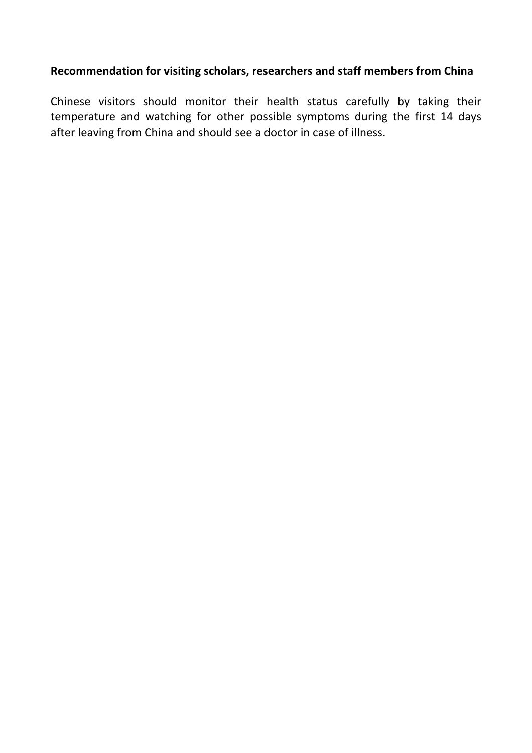**Recommendation for visiting scholars, researchers and staff members from China**

Chinese visitors should monitor their health status carefully by taking their temperature and watching for other possible symptoms during the first 14 days after leaving from China and should see a doctor in case of illness.